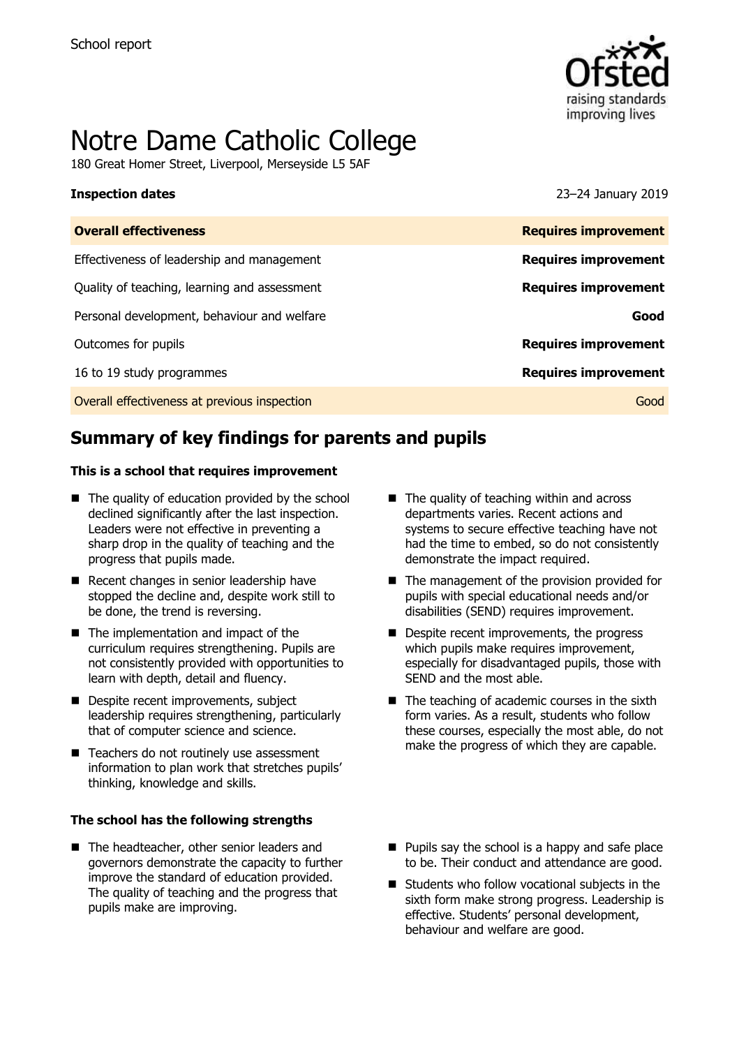School report

# Notre Dame Catholic College

180 Great Homer Street, Liverpool, Merseyside L5 5AF

| **Inspection dates** | 23–24 January 2019 |
| --- | --- |
| **Overall effectiveness** | **Requires improvement** |
| Effectiveness of leadership and management | **Requires improvement** |
| Quality of teaching, learning and assessment | **Requires improvement** |
| Personal development, behaviour and welfare | **Good** |
| Outcomes for pupils | **Requires improvement** |
| 16 to 19 study programmes | **Requires improvement** |
| Overall effectiveness at previous inspection | Good |

## Summary of key findings for parents and pupils

**This is a school that requires improvement**

- The quality of education provided by the school declined significantly after the last inspection. Leaders were not effective in preventing a sharp drop in the quality of teaching and the progress that pupils made.
- Recent changes in senior leadership have stopped the decline and, despite work still to be done, the trend is reversing.
- The implementation and impact of the curriculum requires strengthening. Pupils are not consistently provided with opportunities to learn with depth, detail and fluency.
- Despite recent improvements, subject leadership requires strengthening, particularly that of computer science and science.
- Teachers do not routinely use assessment information to plan work that stretches pupils' thinking, knowledge and skills.
- The quality of teaching within and across departments varies. Recent actions and systems to secure effective teaching have not had the time to embed, so do not consistently demonstrate the impact required.
- The management of the provision provided for pupils with special educational needs and/or disabilities (SEND) requires improvement.
- Despite recent improvements, the progress which pupils make requires improvement, especially for disadvantaged pupils, those with SEND and the most able.
- The teaching of academic courses in the sixth form varies. As a result, students who follow these courses, especially the most able, do not make the progress of which they are capable.

**The school has the following strengths**

- The headteacher, other senior leaders and governors demonstrate the capacity to further improve the standard of education provided. The quality of teaching and the progress that pupils make are improving.
- Pupils say the school is a happy and safe place to be. Their conduct and attendance are good.
- Students who follow vocational subjects in the sixth form make strong progress. Leadership is effective. Students' personal development, behaviour and welfare are good.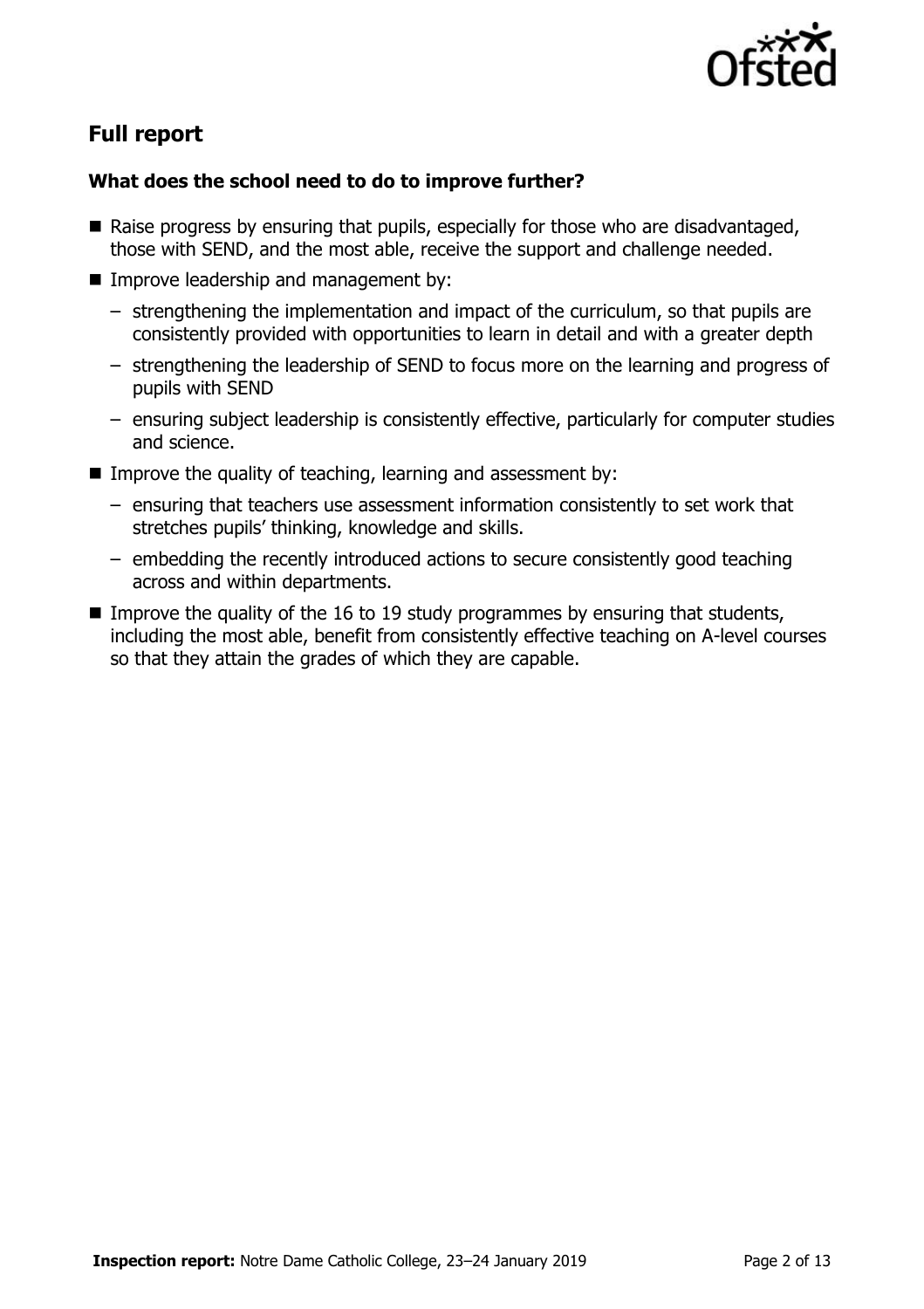## Full report

### What does the school need to do to improve further?

- Raise progress by ensuring that pupils, especially for those who are disadvantaged, those with SEND, and the most able, receive the support and challenge needed.
- Improve leadership and management by:
  - strengthening the implementation and impact of the curriculum, so that pupils are consistently provided with opportunities to learn in detail and with a greater depth
  - strengthening the leadership of SEND to focus more on the learning and progress of pupils with SEND
  - ensuring subject leadership is consistently effective, particularly for computer studies and science.
- Improve the quality of teaching, learning and assessment by:
  - ensuring that teachers use assessment information consistently to set work that stretches pupils' thinking, knowledge and skills.
  - embedding the recently introduced actions to secure consistently good teaching across and within departments.
- Improve the quality of the 16 to 19 study programmes by ensuring that students, including the most able, benefit from consistently effective teaching on A-level courses so that they attain the grades of which they are capable.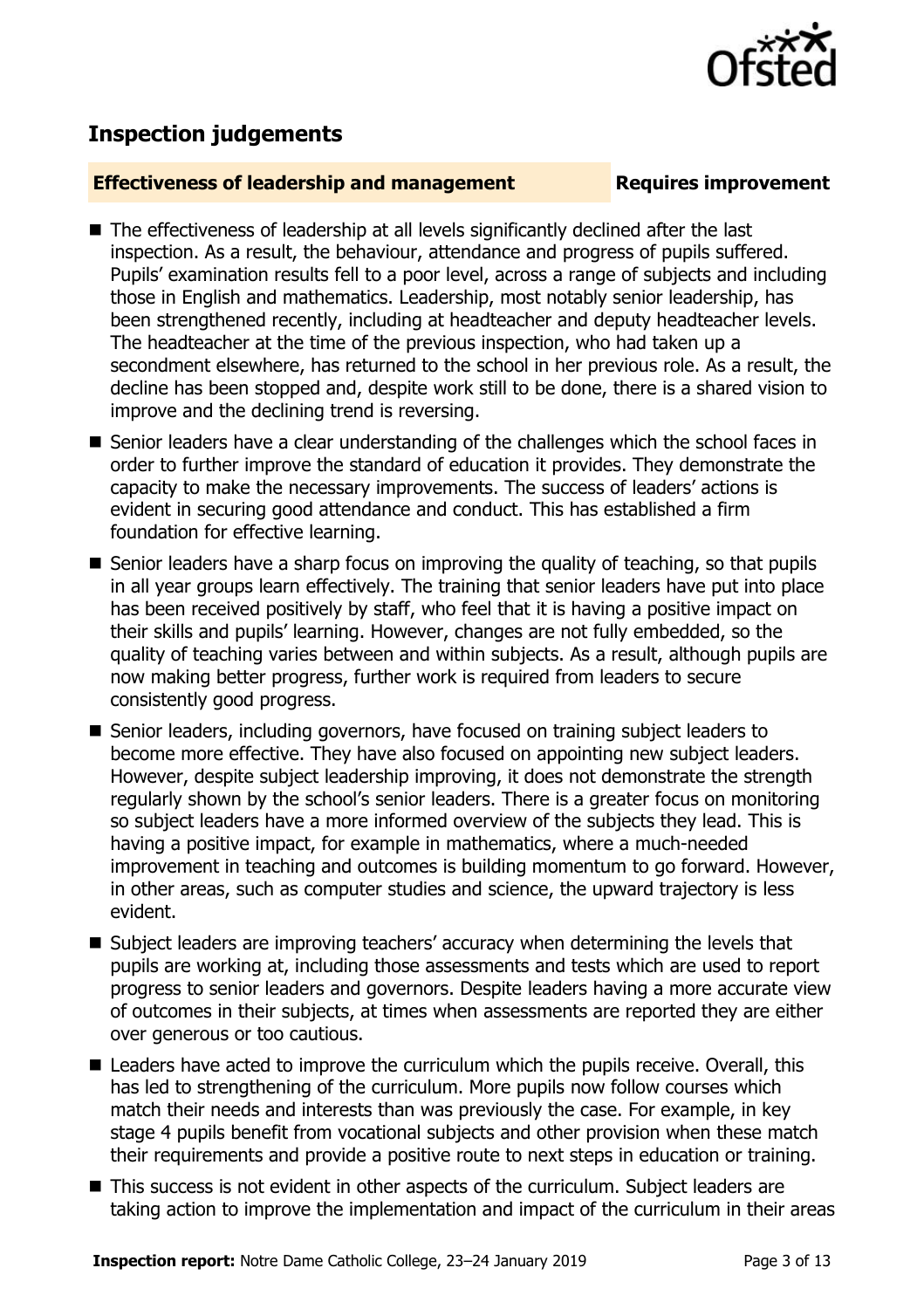## Inspection judgements

**Effectiveness of leadership and management** — **Requires improvement**

- The effectiveness of leadership at all levels significantly declined after the last inspection. As a result, the behaviour, attendance and progress of pupils suffered. Pupils' examination results fell to a poor level, across a range of subjects and including those in English and mathematics. Leadership, most notably senior leadership, has been strengthened recently, including at headteacher and deputy headteacher levels. The headteacher at the time of the previous inspection, who had taken up a secondment elsewhere, has returned to the school in her previous role. As a result, the decline has been stopped and, despite work still to be done, there is a shared vision to improve and the declining trend is reversing.
- Senior leaders have a clear understanding of the challenges which the school faces in order to further improve the standard of education it provides. They demonstrate the capacity to make the necessary improvements. The success of leaders' actions is evident in securing good attendance and conduct. This has established a firm foundation for effective learning.
- Senior leaders have a sharp focus on improving the quality of teaching, so that pupils in all year groups learn effectively. The training that senior leaders have put into place has been received positively by staff, who feel that it is having a positive impact on their skills and pupils' learning. However, changes are not fully embedded, so the quality of teaching varies between and within subjects. As a result, although pupils are now making better progress, further work is required from leaders to secure consistently good progress.
- Senior leaders, including governors, have focused on training subject leaders to become more effective. They have also focused on appointing new subject leaders. However, despite subject leadership improving, it does not demonstrate the strength regularly shown by the school's senior leaders. There is a greater focus on monitoring so subject leaders have a more informed overview of the subjects they lead. This is having a positive impact, for example in mathematics, where a much-needed improvement in teaching and outcomes is building momentum to go forward. However, in other areas, such as computer studies and science, the upward trajectory is less evident.
- Subject leaders are improving teachers' accuracy when determining the levels that pupils are working at, including those assessments and tests which are used to report progress to senior leaders and governors. Despite leaders having a more accurate view of outcomes in their subjects, at times when assessments are reported they are either over generous or too cautious.
- Leaders have acted to improve the curriculum which the pupils receive. Overall, this has led to strengthening of the curriculum. More pupils now follow courses which match their needs and interests than was previously the case. For example, in key stage 4 pupils benefit from vocational subjects and other provision when these match their requirements and provide a positive route to next steps in education or training.
- This success is not evident in other aspects of the curriculum. Subject leaders are taking action to improve the implementation and impact of the curriculum in their areas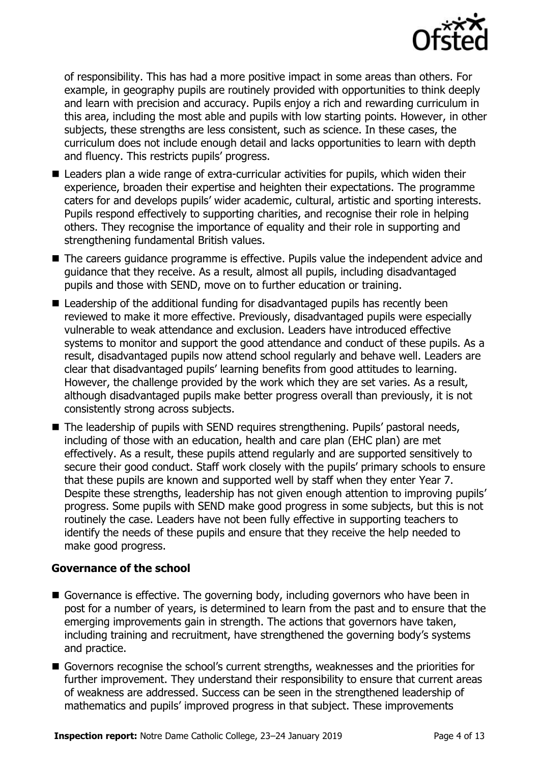of responsibility. This has had a more positive impact in some areas than others. For example, in geography pupils are routinely provided with opportunities to think deeply and learn with precision and accuracy. Pupils enjoy a rich and rewarding curriculum in this area, including the most able and pupils with low starting points. However, in other subjects, these strengths are less consistent, such as science. In these cases, the curriculum does not include enough detail and lacks opportunities to learn with depth and fluency. This restricts pupils' progress.

- Leaders plan a wide range of extra-curricular activities for pupils, which widen their experience, broaden their expertise and heighten their expectations. The programme caters for and develops pupils' wider academic, cultural, artistic and sporting interests. Pupils respond effectively to supporting charities, and recognise their role in helping others. They recognise the importance of equality and their role in supporting and strengthening fundamental British values.
- The careers guidance programme is effective. Pupils value the independent advice and guidance that they receive. As a result, almost all pupils, including disadvantaged pupils and those with SEND, move on to further education or training.
- Leadership of the additional funding for disadvantaged pupils has recently been reviewed to make it more effective. Previously, disadvantaged pupils were especially vulnerable to weak attendance and exclusion. Leaders have introduced effective systems to monitor and support the good attendance and conduct of these pupils. As a result, disadvantaged pupils now attend school regularly and behave well. Leaders are clear that disadvantaged pupils' learning benefits from good attitudes to learning. However, the challenge provided by the work which they are set varies. As a result, although disadvantaged pupils make better progress overall than previously, it is not consistently strong across subjects.
- The leadership of pupils with SEND requires strengthening. Pupils' pastoral needs, including of those with an education, health and care plan (EHC plan) are met effectively. As a result, these pupils attend regularly and are supported sensitively to secure their good conduct. Staff work closely with the pupils' primary schools to ensure that these pupils are known and supported well by staff when they enter Year 7. Despite these strengths, leadership has not given enough attention to improving pupils' progress. Some pupils with SEND make good progress in some subjects, but this is not routinely the case. Leaders have not been fully effective in supporting teachers to identify the needs of these pupils and ensure that they receive the help needed to make good progress.

**Governance of the school**

- Governance is effective. The governing body, including governors who have been in post for a number of years, is determined to learn from the past and to ensure that the emerging improvements gain in strength. The actions that governors have taken, including training and recruitment, have strengthened the governing body's systems and practice.
- Governors recognise the school's current strengths, weaknesses and the priorities for further improvement. They understand their responsibility to ensure that current areas of weakness are addressed. Success can be seen in the strengthened leadership of mathematics and pupils' improved progress in that subject. These improvements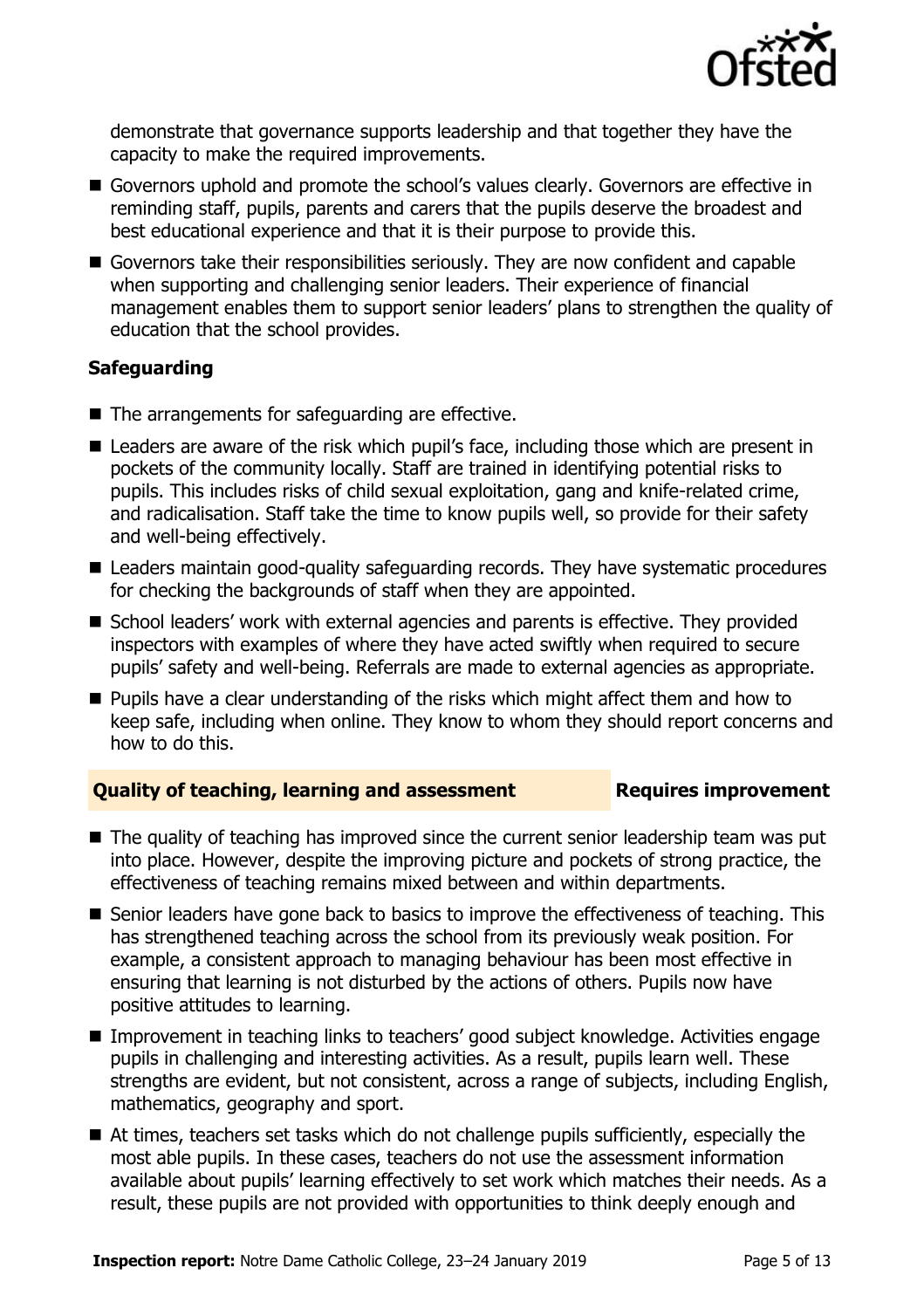demonstrate that governance supports leadership and that together they have the capacity to make the required improvements.

- Governors uphold and promote the school's values clearly. Governors are effective in reminding staff, pupils, parents and carers that the pupils deserve the broadest and best educational experience and that it is their purpose to provide this.
- Governors take their responsibilities seriously. They are now confident and capable when supporting and challenging senior leaders. Their experience of financial management enables them to support senior leaders' plans to strengthen the quality of education that the school provides.

### Safeguarding

- The arrangements for safeguarding are effective.
- Leaders are aware of the risk which pupil's face, including those which are present in pockets of the community locally. Staff are trained in identifying potential risks to pupils. This includes risks of child sexual exploitation, gang and knife-related crime, and radicalisation. Staff take the time to know pupils well, so provide for their safety and well-being effectively.
- Leaders maintain good-quality safeguarding records. They have systematic procedures for checking the backgrounds of staff when they are appointed.
- School leaders' work with external agencies and parents is effective. They provided inspectors with examples of where they have acted swiftly when required to secure pupils' safety and well-being. Referrals are made to external agencies as appropriate.
- Pupils have a clear understanding of the risks which might affect them and how to keep safe, including when online. They know to whom they should report concerns and how to do this.

## Quality of teaching, learning and assessment — Requires improvement

- The quality of teaching has improved since the current senior leadership team was put into place. However, despite the improving picture and pockets of strong practice, the effectiveness of teaching remains mixed between and within departments.
- Senior leaders have gone back to basics to improve the effectiveness of teaching. This has strengthened teaching across the school from its previously weak position. For example, a consistent approach to managing behaviour has been most effective in ensuring that learning is not disturbed by the actions of others. Pupils now have positive attitudes to learning.
- Improvement in teaching links to teachers' good subject knowledge. Activities engage pupils in challenging and interesting activities. As a result, pupils learn well. These strengths are evident, but not consistent, across a range of subjects, including English, mathematics, geography and sport.
- At times, teachers set tasks which do not challenge pupils sufficiently, especially the most able pupils. In these cases, teachers do not use the assessment information available about pupils' learning effectively to set work which matches their needs. As a result, these pupils are not provided with opportunities to think deeply enough and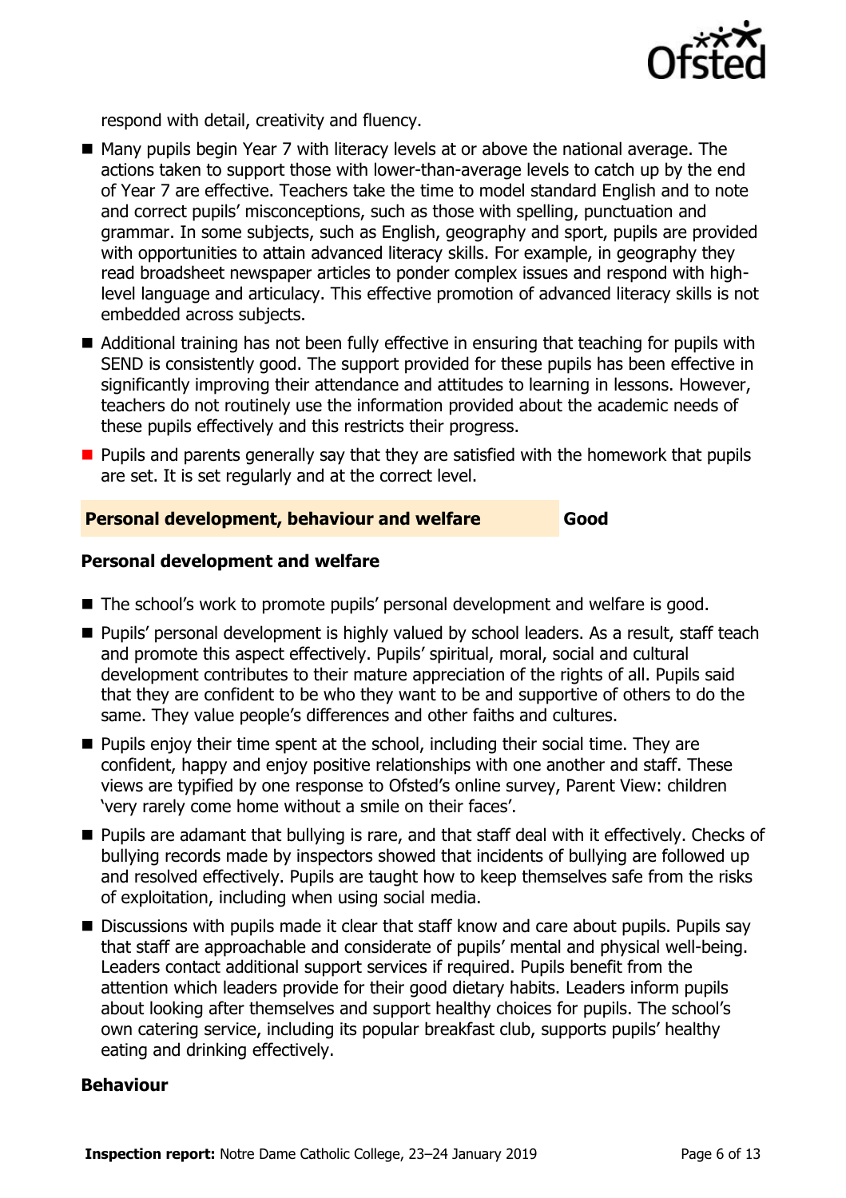respond with detail, creativity and fluency.

- Many pupils begin Year 7 with literacy levels at or above the national average. The actions taken to support those with lower-than-average levels to catch up by the end of Year 7 are effective. Teachers take the time to model standard English and to note and correct pupils' misconceptions, such as those with spelling, punctuation and grammar. In some subjects, such as English, geography and sport, pupils are provided with opportunities to attain advanced literacy skills. For example, in geography they read broadsheet newspaper articles to ponder complex issues and respond with high-level language and articulacy. This effective promotion of advanced literacy skills is not embedded across subjects.
- Additional training has not been fully effective in ensuring that teaching for pupils with SEND is consistently good. The support provided for these pupils has been effective in significantly improving their attendance and attitudes to learning in lessons. However, teachers do not routinely use the information provided about the academic needs of these pupils effectively and this restricts their progress.
- Pupils and parents generally say that they are satisfied with the homework that pupils are set. It is set regularly and at the correct level.

## Personal development, behaviour and welfare — Good

### Personal development and welfare

- The school's work to promote pupils' personal development and welfare is good.
- Pupils' personal development is highly valued by school leaders. As a result, staff teach and promote this aspect effectively. Pupils' spiritual, moral, social and cultural development contributes to their mature appreciation of the rights of all. Pupils said that they are confident to be who they want to be and supportive of others to do the same. They value people's differences and other faiths and cultures.
- Pupils enjoy their time spent at the school, including their social time. They are confident, happy and enjoy positive relationships with one another and staff. These views are typified by one response to Ofsted's online survey, Parent View: children 'very rarely come home without a smile on their faces'.
- Pupils are adamant that bullying is rare, and that staff deal with it effectively. Checks of bullying records made by inspectors showed that incidents of bullying are followed up and resolved effectively. Pupils are taught how to keep themselves safe from the risks of exploitation, including when using social media.
- Discussions with pupils made it clear that staff know and care about pupils. Pupils say that staff are approachable and considerate of pupils' mental and physical well-being. Leaders contact additional support services if required. Pupils benefit from the attention which leaders provide for their good dietary habits. Leaders inform pupils about looking after themselves and support healthy choices for pupils. The school's own catering service, including its popular breakfast club, supports pupils' healthy eating and drinking effectively.

### Behaviour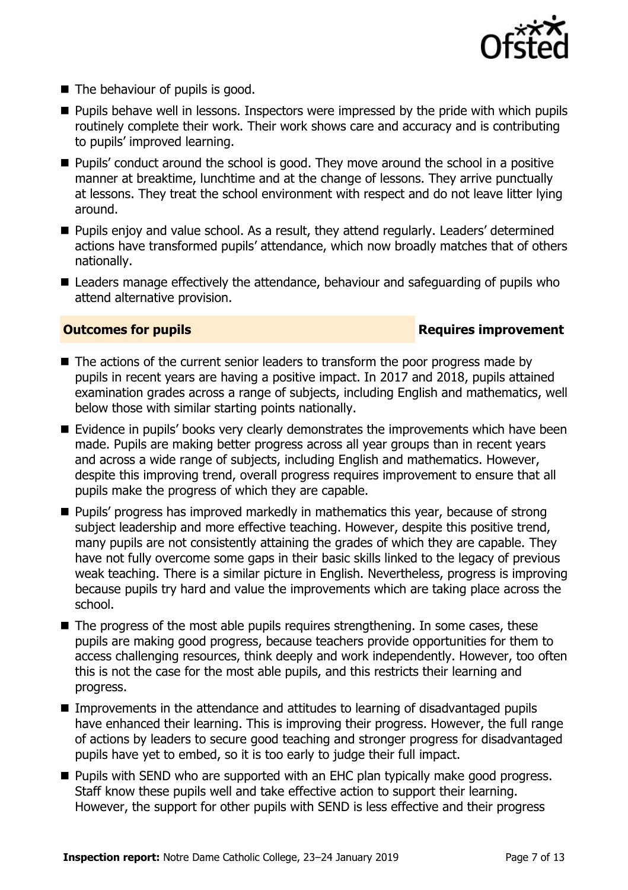- The behaviour of pupils is good.
- Pupils behave well in lessons. Inspectors were impressed by the pride with which pupils routinely complete their work. Their work shows care and accuracy and is contributing to pupils' improved learning.
- Pupils' conduct around the school is good. They move around the school in a positive manner at breaktime, lunchtime and at the change of lessons. They arrive punctually at lessons. They treat the school environment with respect and do not leave litter lying around.
- Pupils enjoy and value school. As a result, they attend regularly. Leaders' determined actions have transformed pupils' attendance, which now broadly matches that of others nationally.
- Leaders manage effectively the attendance, behaviour and safeguarding of pupils who attend alternative provision.

## Outcomes for pupils — Requires improvement

- The actions of the current senior leaders to transform the poor progress made by pupils in recent years are having a positive impact. In 2017 and 2018, pupils attained examination grades across a range of subjects, including English and mathematics, well below those with similar starting points nationally.
- Evidence in pupils' books very clearly demonstrates the improvements which have been made. Pupils are making better progress across all year groups than in recent years and across a wide range of subjects, including English and mathematics. However, despite this improving trend, overall progress requires improvement to ensure that all pupils make the progress of which they are capable.
- Pupils' progress has improved markedly in mathematics this year, because of strong subject leadership and more effective teaching. However, despite this positive trend, many pupils are not consistently attaining the grades of which they are capable. They have not fully overcome some gaps in their basic skills linked to the legacy of previous weak teaching. There is a similar picture in English. Nevertheless, progress is improving because pupils try hard and value the improvements which are taking place across the school.
- The progress of the most able pupils requires strengthening. In some cases, these pupils are making good progress, because teachers provide opportunities for them to access challenging resources, think deeply and work independently. However, too often this is not the case for the most able pupils, and this restricts their learning and progress.
- Improvements in the attendance and attitudes to learning of disadvantaged pupils have enhanced their learning. This is improving their progress. However, the full range of actions by leaders to secure good teaching and stronger progress for disadvantaged pupils have yet to embed, so it is too early to judge their full impact.
- Pupils with SEND who are supported with an EHC plan typically make good progress. Staff know these pupils well and take effective action to support their learning. However, the support for other pupils with SEND is less effective and their progress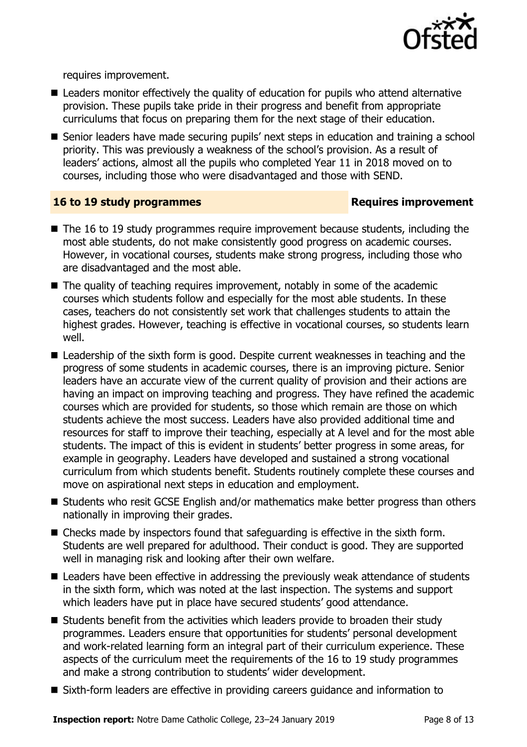requires improvement.

- Leaders monitor effectively the quality of education for pupils who attend alternative provision. These pupils take pride in their progress and benefit from appropriate curriculums that focus on preparing them for the next stage of their education.
- Senior leaders have made securing pupils' next steps in education and training a school priority. This was previously a weakness of the school's provision. As a result of leaders' actions, almost all the pupils who completed Year 11 in 2018 moved on to courses, including those who were disadvantaged and those with SEND.

## 16 to 19 study programmes — Requires improvement

- The 16 to 19 study programmes require improvement because students, including the most able students, do not make consistently good progress on academic courses. However, in vocational courses, students make strong progress, including those who are disadvantaged and the most able.
- The quality of teaching requires improvement, notably in some of the academic courses which students follow and especially for the most able students. In these cases, teachers do not consistently set work that challenges students to attain the highest grades. However, teaching is effective in vocational courses, so students learn well.
- Leadership of the sixth form is good. Despite current weaknesses in teaching and the progress of some students in academic courses, there is an improving picture. Senior leaders have an accurate view of the current quality of provision and their actions are having an impact on improving teaching and progress. They have refined the academic courses which are provided for students, so those which remain are those on which students achieve the most success. Leaders have also provided additional time and resources for staff to improve their teaching, especially at A level and for the most able students. The impact of this is evident in students' better progress in some areas, for example in geography. Leaders have developed and sustained a strong vocational curriculum from which students benefit. Students routinely complete these courses and move on aspirational next steps in education and employment.
- Students who resit GCSE English and/or mathematics make better progress than others nationally in improving their grades.
- Checks made by inspectors found that safeguarding is effective in the sixth form. Students are well prepared for adulthood. Their conduct is good. They are supported well in managing risk and looking after their own welfare.
- Leaders have been effective in addressing the previously weak attendance of students in the sixth form, which was noted at the last inspection. The systems and support which leaders have put in place have secured students' good attendance.
- Students benefit from the activities which leaders provide to broaden their study programmes. Leaders ensure that opportunities for students' personal development and work-related learning form an integral part of their curriculum experience. These aspects of the curriculum meet the requirements of the 16 to 19 study programmes and make a strong contribution to students' wider development.
- Sixth-form leaders are effective in providing careers guidance and information to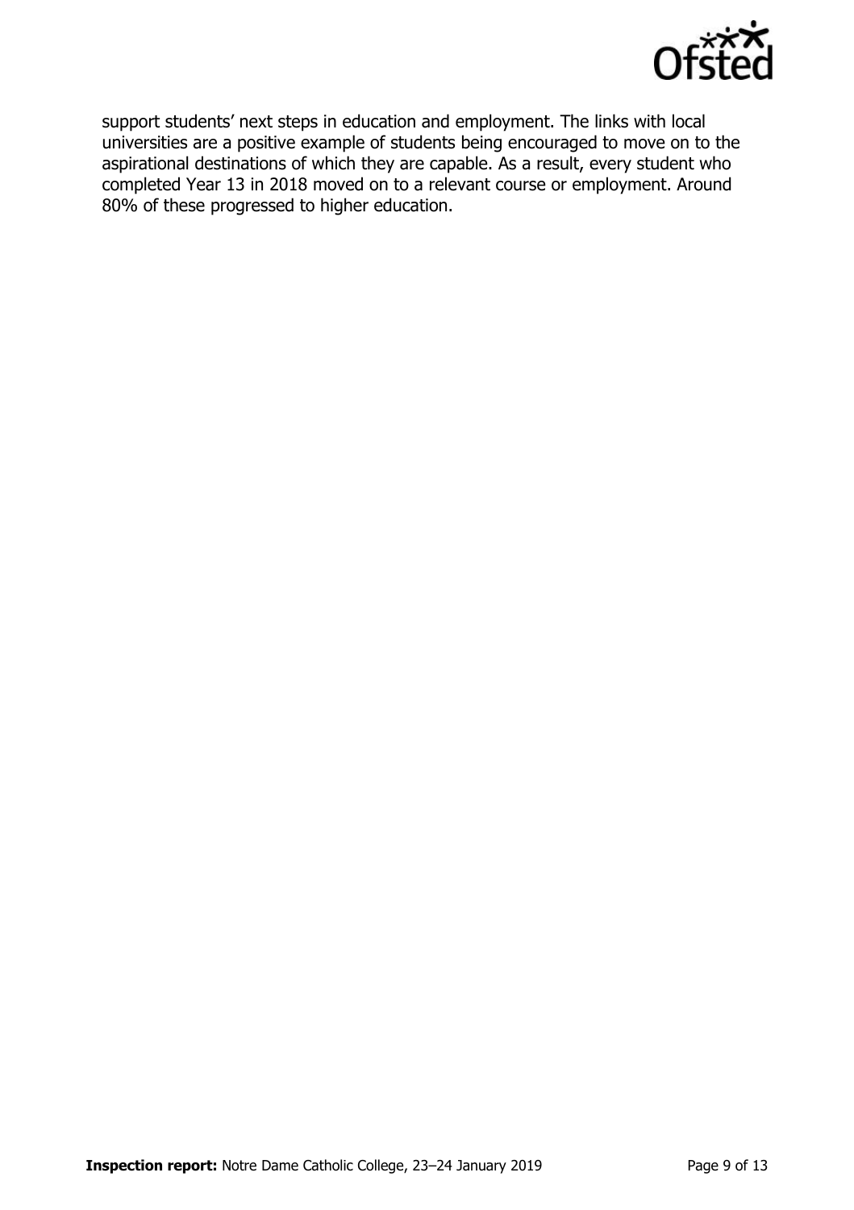support students' next steps in education and employment. The links with local universities are a positive example of students being encouraged to move on to the aspirational destinations of which they are capable. As a result, every student who completed Year 13 in 2018 moved on to a relevant course or employment. Around 80% of these progressed to higher education.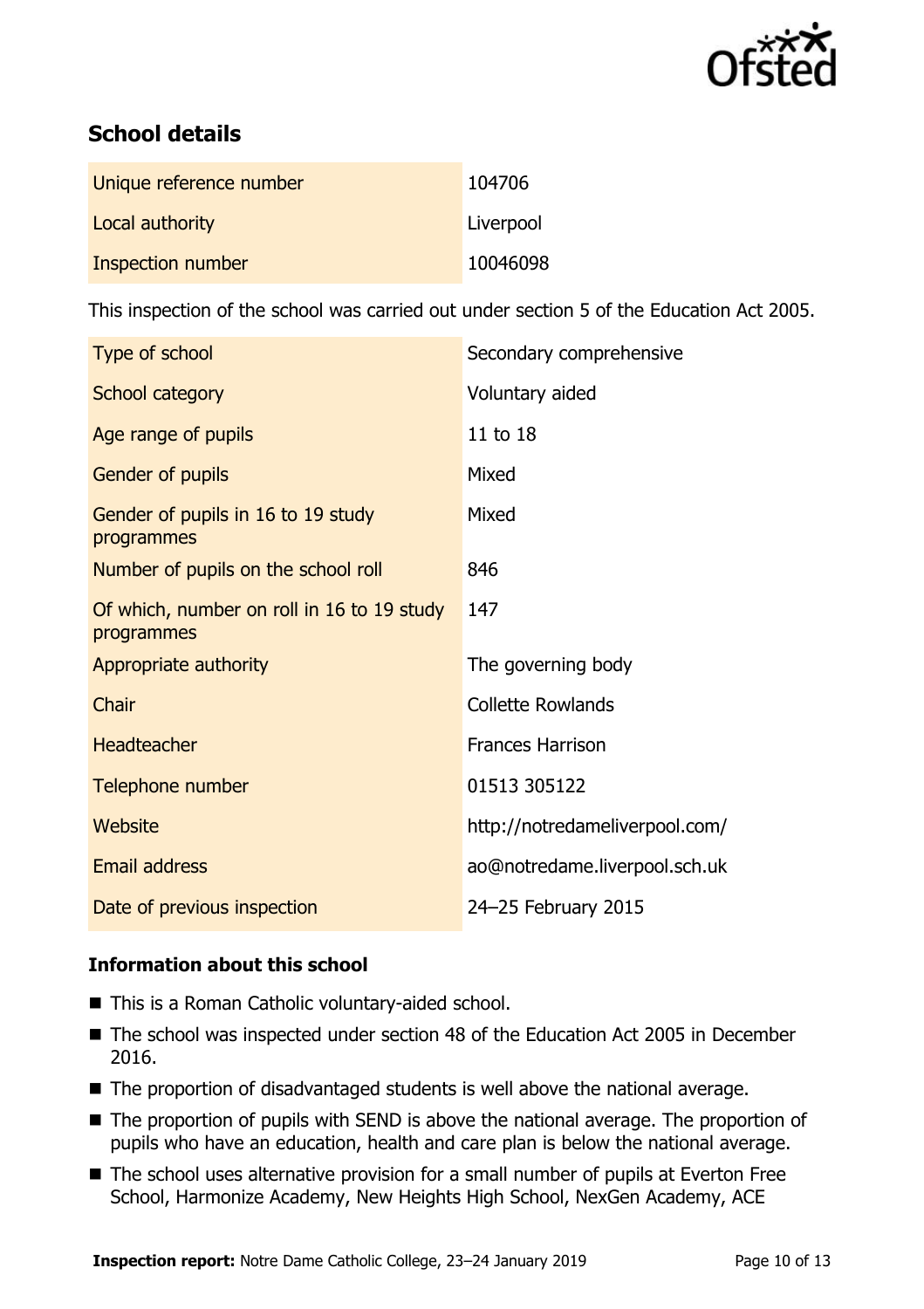## School details

| | |
|---|---|
| Unique reference number | 104706 |
| Local authority | Liverpool |
| Inspection number | 10046098 |

This inspection of the school was carried out under section 5 of the Education Act 2005.

| | |
|---|---|
| Type of school | Secondary comprehensive |
| School category | Voluntary aided |
| Age range of pupils | 11 to 18 |
| Gender of pupils | Mixed |
| Gender of pupils in 16 to 19 study programmes | Mixed |
| Number of pupils on the school roll | 846 |
| Of which, number on roll in 16 to 19 study programmes | 147 |
| Appropriate authority | The governing body |
| Chair | Collette Rowlands |
| Headteacher | Frances Harrison |
| Telephone number | 01513 305122 |
| Website | http://notredameliverpool.com/ |
| Email address | ao@notredame.liverpool.sch.uk |
| Date of previous inspection | 24–25 February 2015 |

### Information about this school

- This is a Roman Catholic voluntary-aided school.
- The school was inspected under section 48 of the Education Act 2005 in December 2016.
- The proportion of disadvantaged students is well above the national average.
- The proportion of pupils with SEND is above the national average. The proportion of pupils who have an education, health and care plan is below the national average.
- The school uses alternative provision for a small number of pupils at Everton Free School, Harmonize Academy, New Heights High School, NexGen Academy, ACE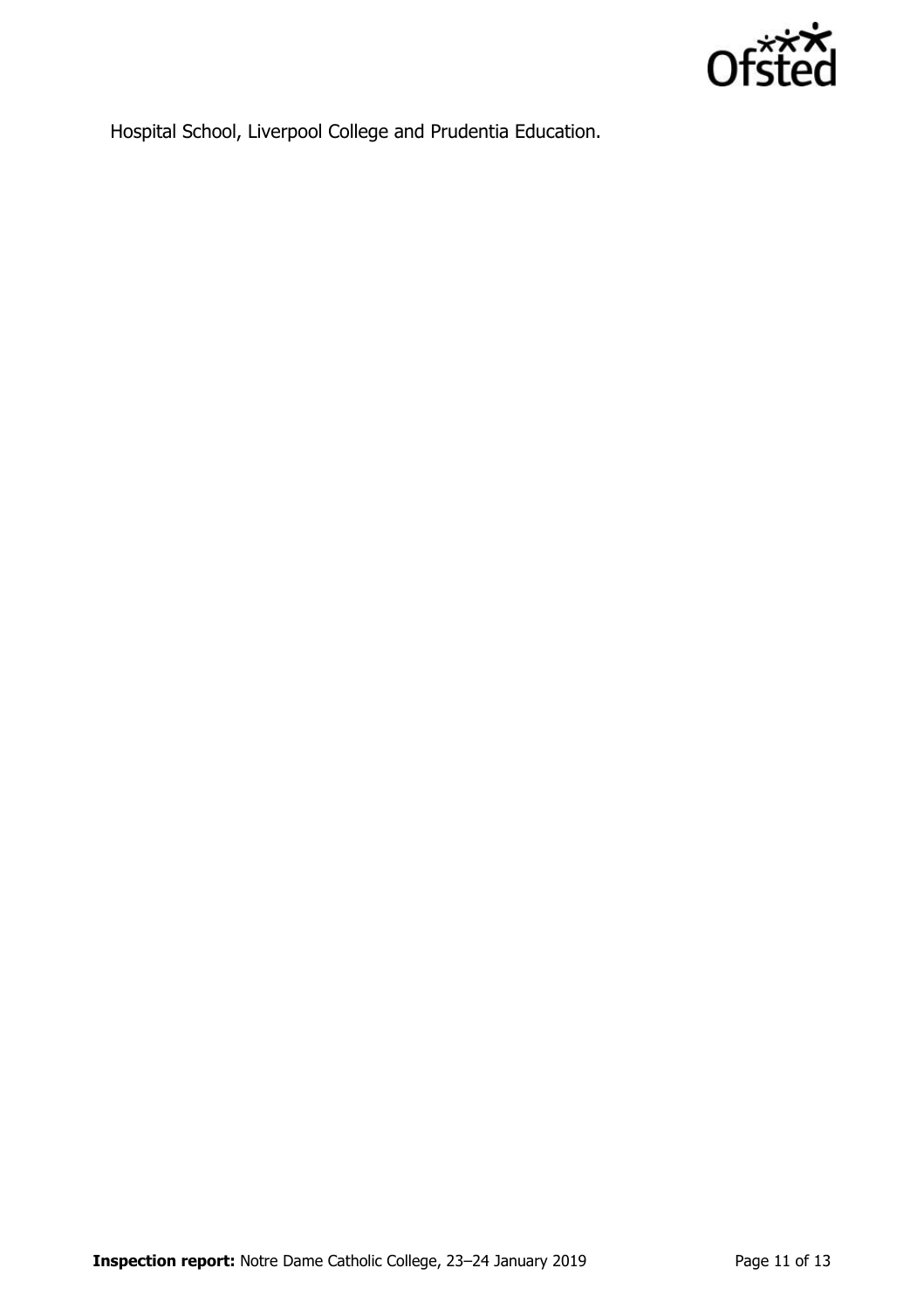Hospital School, Liverpool College and Prudentia Education.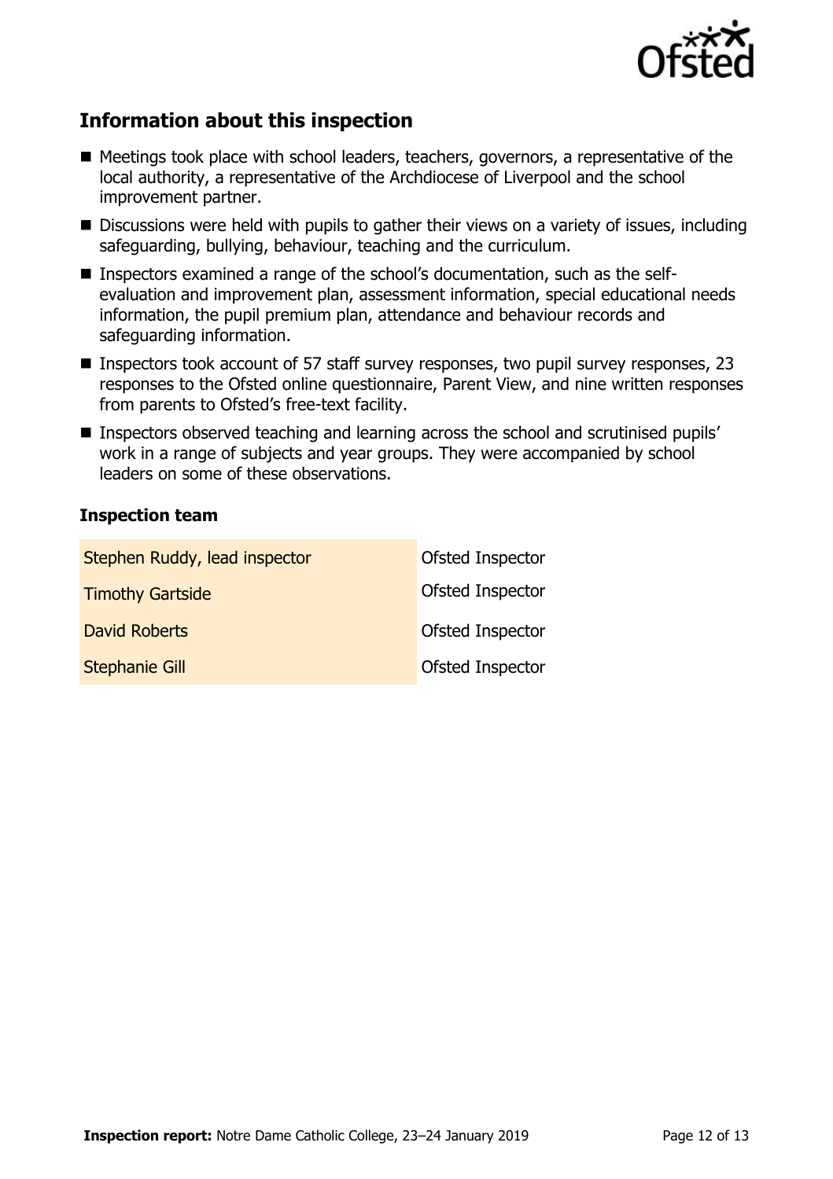## Information about this inspection

- Meetings took place with school leaders, teachers, governors, a representative of the local authority, a representative of the Archdiocese of Liverpool and the school improvement partner.
- Discussions were held with pupils to gather their views on a variety of issues, including safeguarding, bullying, behaviour, teaching and the curriculum.
- Inspectors examined a range of the school's documentation, such as the self-evaluation and improvement plan, assessment information, special educational needs information, the pupil premium plan, attendance and behaviour records and safeguarding information.
- Inspectors took account of 57 staff survey responses, two pupil survey responses, 23 responses to the Ofsted online questionnaire, Parent View, and nine written responses from parents to Ofsted's free-text facility.
- Inspectors observed teaching and learning across the school and scrutinised pupils' work in a range of subjects and year groups. They were accompanied by school leaders on some of these observations.

### Inspection team

| | |
|---|---|
| Stephen Ruddy, lead inspector | Ofsted Inspector |
| Timothy Gartside | Ofsted Inspector |
| David Roberts | Ofsted Inspector |
| Stephanie Gill | Ofsted Inspector |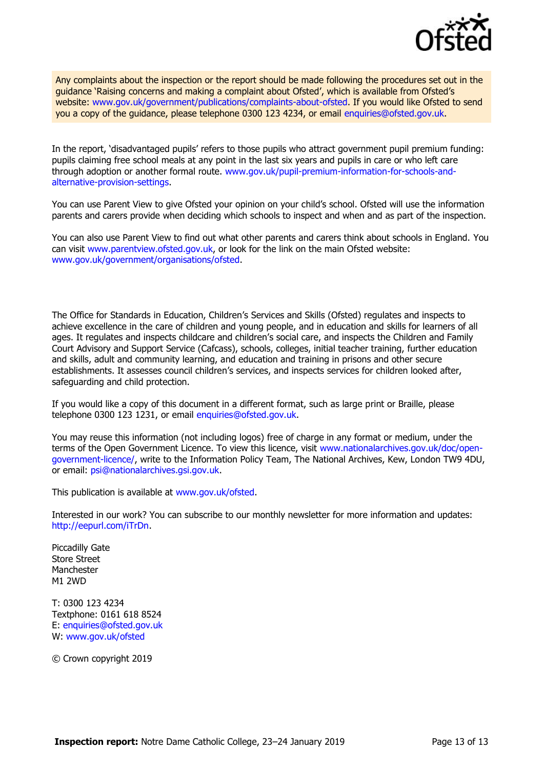Any complaints about the inspection or the report should be made following the procedures set out in the guidance 'Raising concerns and making a complaint about Ofsted', which is available from Ofsted's website: www.gov.uk/government/publications/complaints-about-ofsted. If you would like Ofsted to send you a copy of the guidance, please telephone 0300 123 4234, or email enquiries@ofsted.gov.uk.

In the report, 'disadvantaged pupils' refers to those pupils who attract government pupil premium funding: pupils claiming free school meals at any point in the last six years and pupils in care or who left care through adoption or another formal route. www.gov.uk/pupil-premium-information-for-schools-and-alternative-provision-settings.

You can use Parent View to give Ofsted your opinion on your child's school. Ofsted will use the information parents and carers provide when deciding which schools to inspect and when and as part of the inspection.

You can also use Parent View to find out what other parents and carers think about schools in England. You can visit www.parentview.ofsted.gov.uk, or look for the link on the main Ofsted website: www.gov.uk/government/organisations/ofsted.

The Office for Standards in Education, Children's Services and Skills (Ofsted) regulates and inspects to achieve excellence in the care of children and young people, and in education and skills for learners of all ages. It regulates and inspects childcare and children's social care, and inspects the Children and Family Court Advisory and Support Service (Cafcass), schools, colleges, initial teacher training, further education and skills, adult and community learning, and education and training in prisons and other secure establishments. It assesses council children's services, and inspects services for children looked after, safeguarding and child protection.

If you would like a copy of this document in a different format, such as large print or Braille, please telephone 0300 123 1231, or email enquiries@ofsted.gov.uk.

You may reuse this information (not including logos) free of charge in any format or medium, under the terms of the Open Government Licence. To view this licence, visit www.nationalarchives.gov.uk/doc/open-government-licence/, write to the Information Policy Team, The National Archives, Kew, London TW9 4DU, or email: psi@nationalarchives.gsi.gov.uk.

This publication is available at www.gov.uk/ofsted.

Interested in our work? You can subscribe to our monthly newsletter for more information and updates: http://eepurl.com/iTrDn.

Piccadilly Gate
Store Street
Manchester
M1 2WD

T: 0300 123 4234
Textphone: 0161 618 8524
E: enquiries@ofsted.gov.uk
W: www.gov.uk/ofsted

© Crown copyright 2019